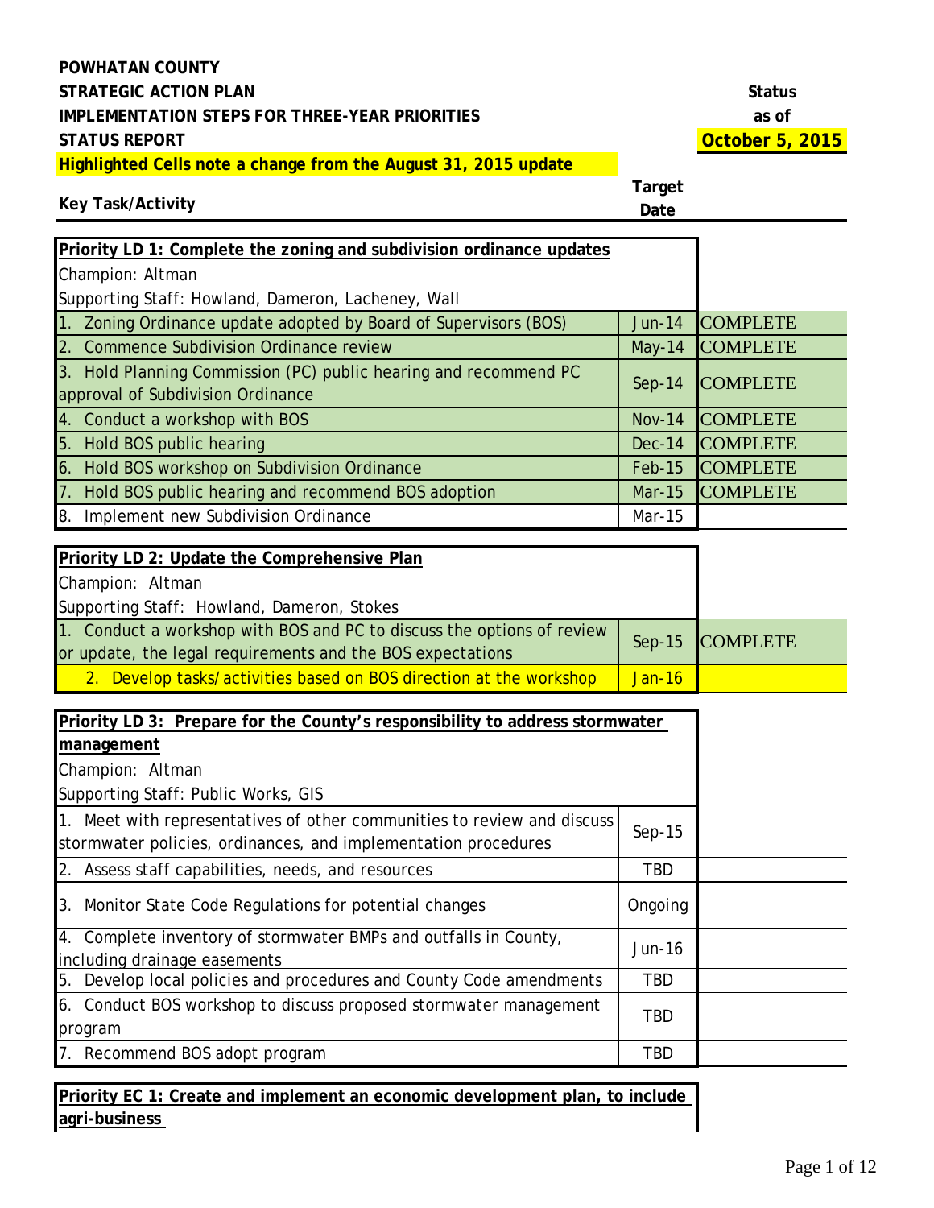**POWHATAN COUNTY**
**STRATEGIC ACTION PLAN**
**IMPLEMENTATION STEPS FOR THREE-YEAR PRIORITIES**
**STATUS REPORT**

**Status as of October 5, 2015**

**Highlighted Cells note a change from the August 31, 2015 update**

| Key Task/Activity | Target Date | Status |
|---|---|---|
| **Priority LD 1: Complete the zoning and subdivision ordinance updates** | | |
| Champion: Altman | | |
| Supporting Staff: Howland, Dameron, Lacheney, Wall | | |
| 1. Zoning Ordinance update adopted by Board of Supervisors (BOS) | Jun-14 | COMPLETE |
| 2. Commence Subdivision Ordinance review | May-14 | COMPLETE |
| 3. Hold Planning Commission (PC) public hearing and recommend PC approval of Subdivision Ordinance | Sep-14 | COMPLETE |
| 4. Conduct a workshop with BOS | Nov-14 | COMPLETE |
| 5. Hold BOS public hearing | Dec-14 | COMPLETE |
| 6. Hold BOS workshop on Subdivision Ordinance | Feb-15 | COMPLETE |
| 7. Hold BOS public hearing and recommend BOS adoption | Mar-15 | COMPLETE |
| 8. Implement new Subdivision Ordinance | Mar-15 | |

| Key Task/Activity | Target Date | Status |
|---|---|---|
| **Priority LD 2: Update the Comprehensive Plan** | | |
| Champion: Altman | | |
| Supporting Staff: Howland, Dameron, Stokes | | |
| 1. Conduct a workshop with BOS and PC to discuss the options of review or update, the legal requirements and the BOS expectations | Sep-15 | COMPLETE |
| 2. Develop tasks/activities based on BOS direction at the workshop | Jan-16 | |

| Key Task/Activity | Target Date | Status |
|---|---|---|
| **Priority LD 3: Prepare for the County's responsibility to address stormwater management** | | |
| Champion: Altman | | |
| Supporting Staff: Public Works, GIS | | |
| 1. Meet with representatives of other communities to review and discuss stormwater policies, ordinances, and implementation procedures | Sep-15 | |
| 2. Assess staff capabilities, needs, and resources | TBD | |
| 3. Monitor State Code Regulations for potential changes | Ongoing | |
| 4. Complete inventory of stormwater BMPs and outfalls in County, including drainage easements | Jun-16 | |
| 5. Develop local policies and procedures and County Code amendments | TBD | |
| 6. Conduct BOS workshop to discuss proposed stormwater management program | TBD | |
| 7. Recommend BOS adopt program | TBD | |

**Priority EC 1: Create and implement an economic development plan, to include agri-business**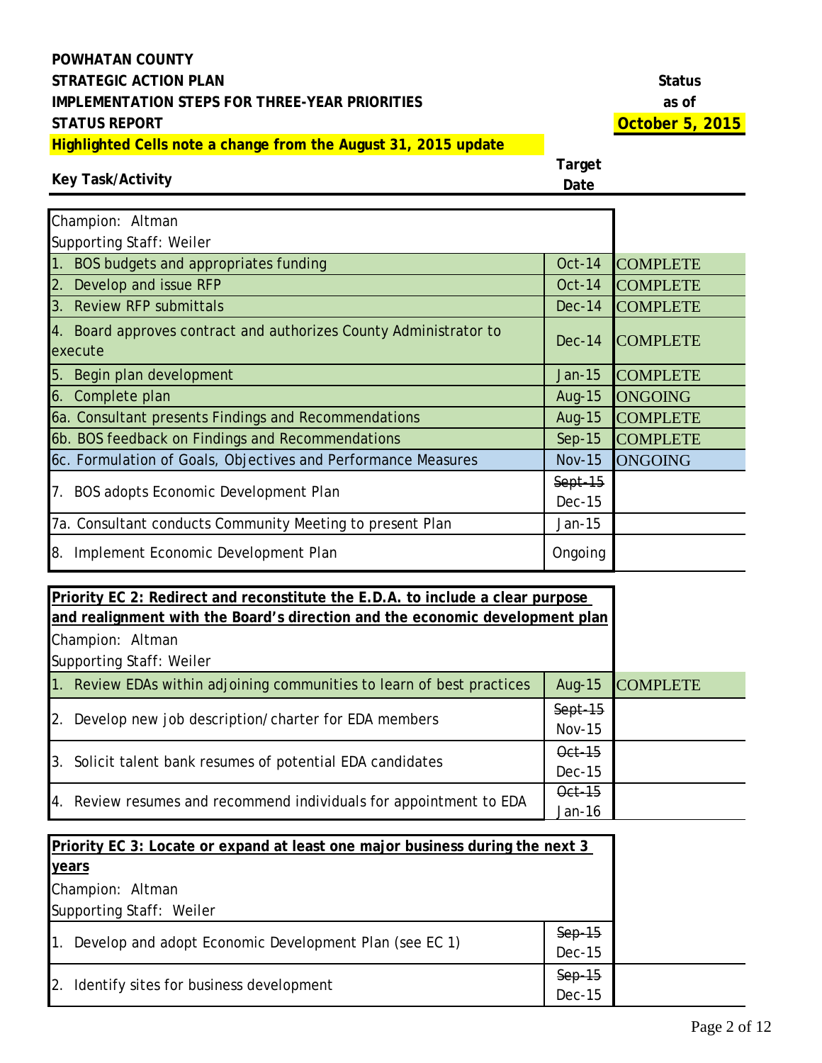**POWHATAN COUNTY**
**STRATEGIC ACTION PLAN**
**IMPLEMENTATION STEPS FOR THREE-YEAR PRIORITIES**
**STATUS REPORT**

**Highlighted Cells note a change from the August 31, 2015 update**

**Status as of October 5, 2015**

| Key Task/Activity | Target Date | Status |
|---|---|---|
| Champion: Altman<br>Supporting Staff: Weiler | | |
| 1. BOS budgets and appropriates funding | Oct-14 | COMPLETE |
| 2. Develop and issue RFP | Oct-14 | COMPLETE |
| 3. Review RFP submittals | Dec-14 | COMPLETE |
| 4. Board approves contract and authorizes County Administrator to execute | Dec-14 | COMPLETE |
| 5. Begin plan development | Jan-15 | COMPLETE |
| 6. Complete plan | Aug-15 | ONGOING |
| 6a. Consultant presents Findings and Recommendations | Aug-15 | COMPLETE |
| 6b. BOS feedback on Findings and Recommendations | Sep-15 | COMPLETE |
| 6c. Formulation of Goals, Objectives and Performance Measures | Nov-15 | ONGOING |
| 7. BOS adopts Economic Development Plan | ~~Sept-15~~ Dec-15 | |
| 7a. Consultant conducts Community Meeting to present Plan | Jan-15 | |
| 8. Implement Economic Development Plan | Ongoing | |

| Key Task/Activity | Target Date | Status |
|---|---|---|
| **Priority EC 2: Redirect and reconstitute the E.D.A. to include a clear purpose and realignment with the Board's direction and the economic development plan**<br>Champion: Altman<br>Supporting Staff: Weiler | | |
| 1. Review EDAs within adjoining communities to learn of best practices | Aug-15 | COMPLETE |
| 2. Develop new job description/charter for EDA members | ~~Sept-15~~ Nov-15 | |
| 3. Solicit talent bank resumes of potential EDA candidates | ~~Oct-15~~ Dec-15 | |
| 4. Review resumes and recommend individuals for appointment to EDA | ~~Oct-15~~ Jan-16 | |

| Key Task/Activity | Target Date | Status |
|---|---|---|
| **Priority EC 3: Locate or expand at least one major business during the next 3 years**<br>Champion: Altman<br>Supporting Staff: Weiler | | |
| 1. Develop and adopt Economic Development Plan (see EC 1) | ~~Sep-15~~ Dec-15 | |
| 2. Identify sites for business development | ~~Sep-15~~ Dec-15 | |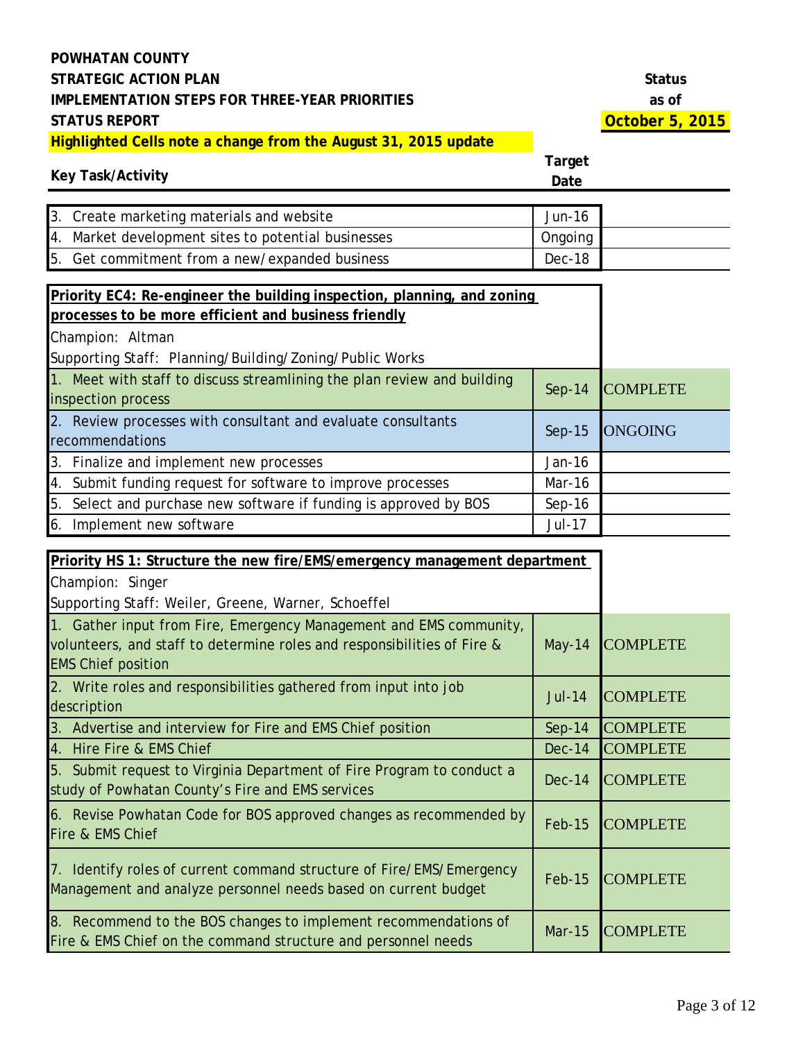**POWHATAN COUNTY**
**STRATEGIC ACTION PLAN**
**IMPLEMENTATION STEPS FOR THREE-YEAR PRIORITIES**
**STATUS REPORT**

**Status as of October 5, 2015**

**Highlighted Cells note a change from the August 31, 2015 update**

| Key Task/Activity | Target Date | Status |
|---|---|---|
| 3. Create marketing materials and website | Jun-16 | |
| 4. Market development sites to potential businesses | Ongoing | |
| 5. Get commitment from a new/expanded business | Dec-18 | |

**Priority EC4: Re-engineer the building inspection, planning, and zoning processes to be more efficient and business friendly**

Champion: Altman

Supporting Staff: Planning/Building/Zoning/Public Works

| Key Task/Activity | Target Date | Status |
|---|---|---|
| 1. Meet with staff to discuss streamlining the plan review and building inspection process | Sep-14 | COMPLETE |
| 2. Review processes with consultant and evaluate consultants recommendations | Sep-15 | ONGOING |
| 3. Finalize and implement new processes | Jan-16 | |
| 4. Submit funding request for software to improve processes | Mar-16 | |
| 5. Select and purchase new software if funding is approved by BOS | Sep-16 | |
| 6. Implement new software | Jul-17 | |

**Priority HS 1: Structure the new fire/EMS/emergency management department**

Champion: Singer

Supporting Staff: Weiler, Greene, Warner, Schoeffel

| Key Task/Activity | Target Date | Status |
|---|---|---|
| 1. Gather input from Fire, Emergency Management and EMS community, volunteers, and staff to determine roles and responsibilities of Fire & EMS Chief position | May-14 | COMPLETE |
| 2. Write roles and responsibilities gathered from input into job description | Jul-14 | COMPLETE |
| 3. Advertise and interview for Fire and EMS Chief position | Sep-14 | COMPLETE |
| 4. Hire Fire & EMS Chief | Dec-14 | COMPLETE |
| 5. Submit request to Virginia Department of Fire Program to conduct a study of Powhatan County's Fire and EMS services | Dec-14 | COMPLETE |
| 6. Revise Powhatan Code for BOS approved changes as recommended by Fire & EMS Chief | Feb-15 | COMPLETE |
| 7. Identify roles of current command structure of Fire/EMS/Emergency Management and analyze personnel needs based on current budget | Feb-15 | COMPLETE |
| 8. Recommend to the BOS changes to implement recommendations of Fire & EMS Chief on the command structure and personnel needs | Mar-15 | COMPLETE |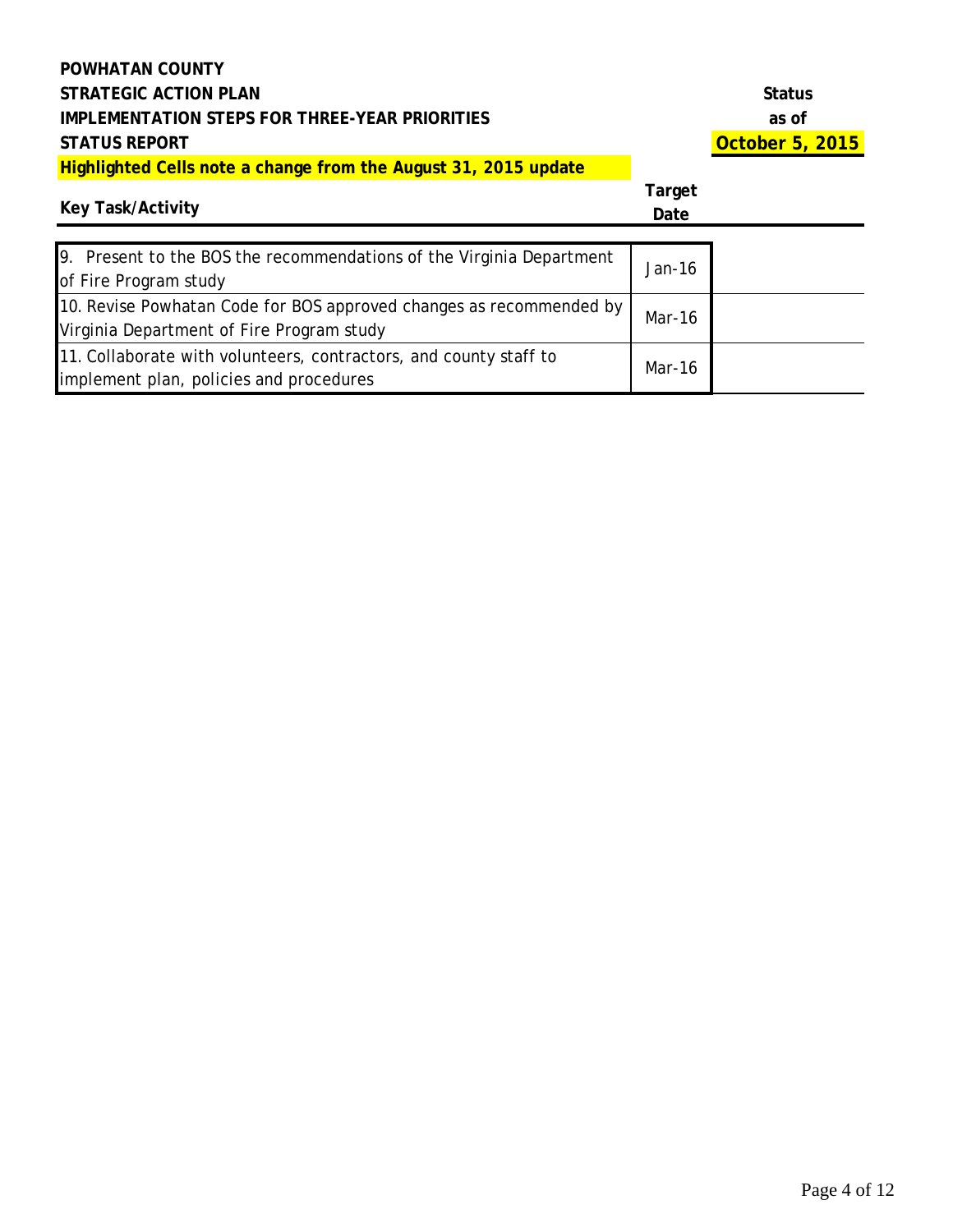**POWHATAN COUNTY**
**STRATEGIC ACTION PLAN**
**IMPLEMENTATION STEPS FOR THREE-YEAR PRIORITIES**
**STATUS REPORT**
**Highlighted Cells note a change from the August 31, 2015 update**

| Key Task/Activity | Target Date | Status as of October 5, 2015 |
|---|---|---|
| 9. Present to the BOS the recommendations of the Virginia Department of Fire Program study | Jan-16 | |
| 10. Revise Powhatan Code for BOS approved changes as recommended by Virginia Department of Fire Program study | Mar-16 | |
| 11. Collaborate with volunteers, contractors, and county staff to implement plan, policies and procedures | Mar-16 | |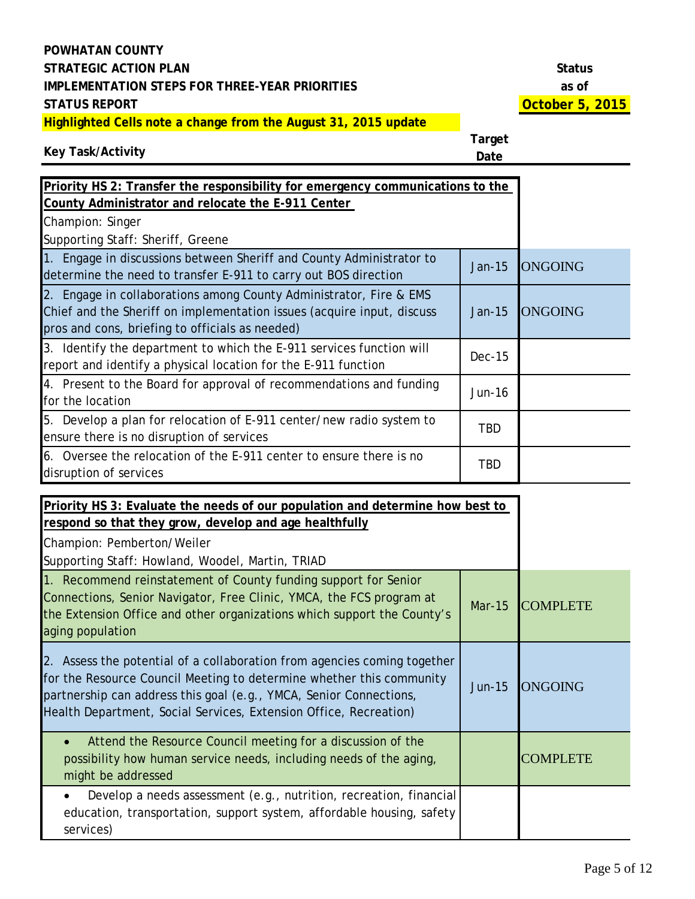**POWHATAN COUNTY**
**STRATEGIC ACTION PLAN**
**IMPLEMENTATION STEPS FOR THREE-YEAR PRIORITIES**
**STATUS REPORT**

**Status as of October 5, 2015**

**Highlighted Cells note a change from the August 31, 2015 update**

| Key Task/Activity | Target Date | Status |
|---|---|---|
| **Priority HS 2: Transfer the responsibility for emergency communications to the County Administrator and relocate the E-911 Center**<br>Champion: Singer<br>Supporting Staff: Sheriff, Greene | | |
| 1. Engage in discussions between Sheriff and County Administrator to determine the need to transfer E-911 to carry out BOS direction | Jan-15 | ONGOING |
| 2. Engage in collaborations among County Administrator, Fire & EMS Chief and the Sheriff on implementation issues (acquire input, discuss pros and cons, briefing to officials as needed) | Jan-15 | ONGOING |
| 3. Identify the department to which the E-911 services function will report and identify a physical location for the E-911 function | Dec-15 | |
| 4. Present to the Board for approval of recommendations and funding for the location | Jun-16 | |
| 5. Develop a plan for relocation of E-911 center/new radio system to ensure there is no disruption of services | TBD | |
| 6. Oversee the relocation of the E-911 center to ensure there is no disruption of services | TBD | |

| Key Task/Activity | Target Date | Status |
|---|---|---|
| **Priority HS 3: Evaluate the needs of our population and determine how best to respond so that they grow, develop and age healthfully**<br>Champion: Pemberton/Weiler<br>Supporting Staff: Howland, Woodel, Martin, TRIAD | | |
| 1. Recommend reinstatement of County funding support for Senior Connections, Senior Navigator, Free Clinic, YMCA, the FCS program at the Extension Office and other organizations which support the County's aging population | Mar-15 | COMPLETE |
| 2. Assess the potential of a collaboration from agencies coming together for the Resource Council Meeting to determine whether this community partnership can address this goal (e.g., YMCA, Senior Connections, Health Department, Social Services, Extension Office, Recreation) | Jun-15 | ONGOING |
| • Attend the Resource Council meeting for a discussion of the possibility how human service needs, including needs of the aging, might be addressed | | COMPLETE |
| • Develop a needs assessment (e.g., nutrition, recreation, financial education, transportation, support system, affordable housing, safety services) | | |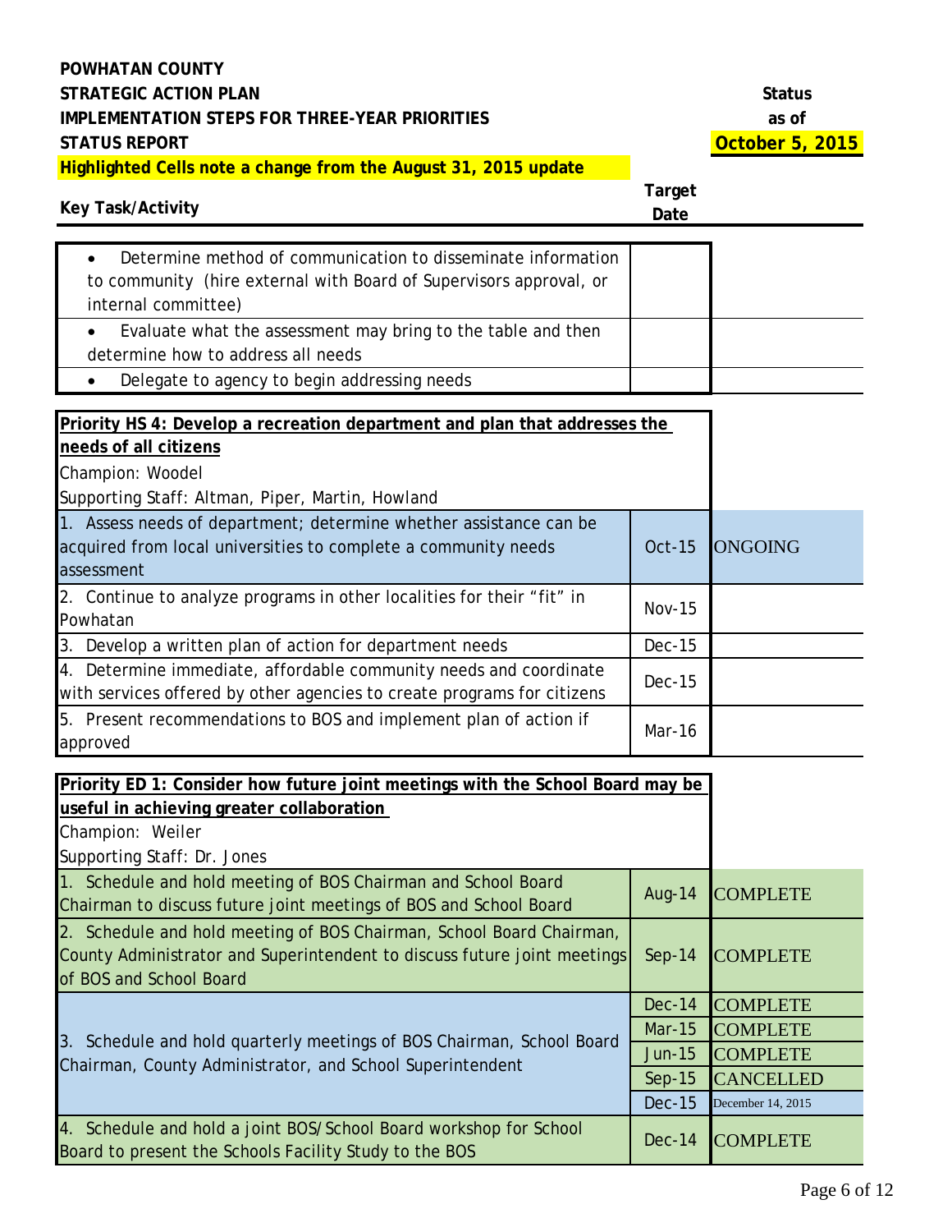**POWHATAN COUNTY**
**STRATEGIC ACTION PLAN**
**IMPLEMENTATION STEPS FOR THREE-YEAR PRIORITIES**
**STATUS REPORT**

**Status as of October 5, 2015**

**Highlighted Cells note a change from the August 31, 2015 update**

| Key Task/Activity | Target Date | Status |
|---|---|---|
| • Determine method of communication to disseminate information to community (hire external with Board of Supervisors approval, or internal committee) | | |
| • Evaluate what the assessment may bring to the table and then determine how to address all needs | | |
| • Delegate to agency to begin addressing needs | | |

| Key Task/Activity | Target Date | Status |
|---|---|---|
| **Priority HS 4: Develop a recreation department and plan that addresses the needs of all citizens**<br>Champion: Woodel<br>Supporting Staff: Altman, Piper, Martin, Howland | | |
| 1. Assess needs of department; determine whether assistance can be acquired from local universities to complete a community needs assessment | Oct-15 | ONGOING |
| 2. Continue to analyze programs in other localities for their "fit" in Powhatan | Nov-15 | |
| 3. Develop a written plan of action for department needs | Dec-15 | |
| 4. Determine immediate, affordable community needs and coordinate with services offered by other agencies to create programs for citizens | Dec-15 | |
| 5. Present recommendations to BOS and implement plan of action if approved | Mar-16 | |

| Key Task/Activity | Target Date | Status |
|---|---|---|
| **Priority ED 1: Consider how future joint meetings with the School Board may be useful in achieving greater collaboration**<br>Champion: Weiler<br>Supporting Staff: Dr. Jones | | |
| 1. Schedule and hold meeting of BOS Chairman and School Board Chairman to discuss future joint meetings of BOS and School Board | Aug-14 | COMPLETE |
| 2. Schedule and hold meeting of BOS Chairman, School Board Chairman, County Administrator and Superintendent to discuss future joint meetings of BOS and School Board | Sep-14 | COMPLETE |
| 3. Schedule and hold quarterly meetings of BOS Chairman, School Board Chairman, County Administrator, and School Superintendent | Dec-14 | COMPLETE |
| | Mar-15 | COMPLETE |
| | Jun-15 | COMPLETE |
| | Sep-15 | CANCELLED |
| | Dec-15 | December 14, 2015 |
| 4. Schedule and hold a joint BOS/School Board workshop for School Board to present the Schools Facility Study to the BOS | Dec-14 | COMPLETE |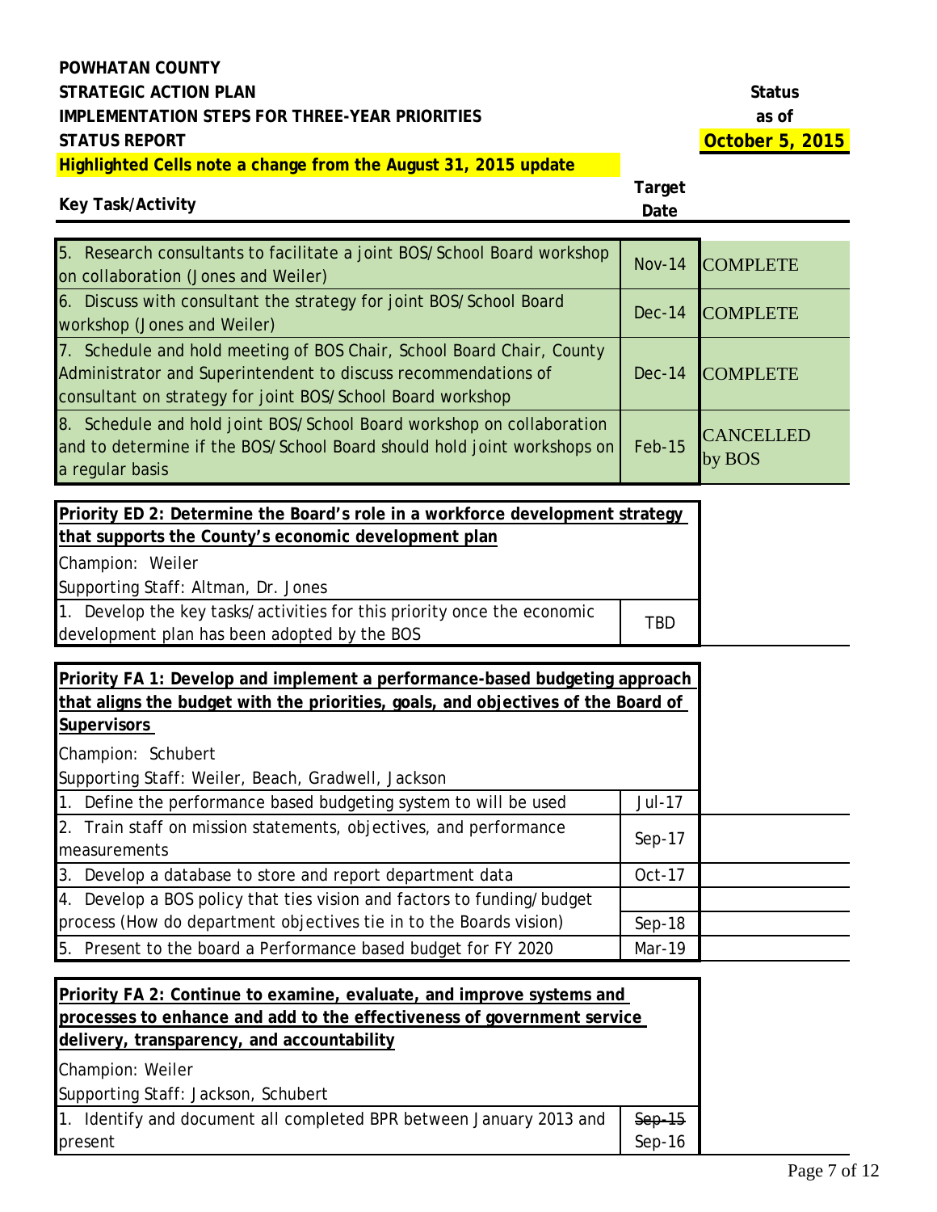**POWHATAN COUNTY**
**STRATEGIC ACTION PLAN**
**IMPLEMENTATION STEPS FOR THREE-YEAR PRIORITIES**
**STATUS REPORT**

**Status as of October 5, 2015**

**Highlighted Cells note a change from the August 31, 2015 update**

| Key Task/Activity | Target Date | Status |
|---|---|---|
| 5. Research consultants to facilitate a joint BOS/School Board workshop on collaboration (Jones and Weiler) | Nov-14 | COMPLETE |
| 6. Discuss with consultant the strategy for joint BOS/School Board workshop (Jones and Weiler) | Dec-14 | COMPLETE |
| 7. Schedule and hold meeting of BOS Chair, School Board Chair, County Administrator and Superintendent to discuss recommendations of consultant on strategy for joint BOS/School Board workshop | Dec-14 | COMPLETE |
| 8. Schedule and hold joint BOS/School Board workshop on collaboration and to determine if the BOS/School Board should hold joint workshops on a regular basis | Feb-15 | CANCELLED by BOS |

**Priority ED 2: Determine the Board's role in a workforce development strategy that supports the County's economic development plan**

Champion: Weiler
Supporting Staff: Altman, Dr. Jones

| Key Task/Activity | Target Date | Status |
|---|---|---|
| 1. Develop the key tasks/activities for this priority once the economic development plan has been adopted by the BOS | TBD | |

**Priority FA 1: Develop and implement a performance-based budgeting approach that aligns the budget with the priorities, goals, and objectives of the Board of Supervisors**

Champion: Schubert
Supporting Staff: Weiler, Beach, Gradwell, Jackson

| Key Task/Activity | Target Date | Status |
|---|---|---|
| 1. Define the performance based budgeting system to will be used | Jul-17 | |
| 2. Train staff on mission statements, objectives, and performance measurements | Sep-17 | |
| 3. Develop a database to store and report department data | Oct-17 | |
| 4. Develop a BOS policy that ties vision and factors to funding/budget process (How do department objectives tie in to the Boards vision) | Sep-18 | |
| 5. Present to the board a Performance based budget for FY 2020 | Mar-19 | |

**Priority FA 2: Continue to examine, evaluate, and improve systems and processes to enhance and add to the effectiveness of government service delivery, transparency, and accountability**

Champion: Weiler
Supporting Staff: Jackson, Schubert

| Key Task/Activity | Target Date | Status |
|---|---|---|
| 1. Identify and document all completed BPR between January 2013 and present | ~~Sep-15~~ Sep-16 | |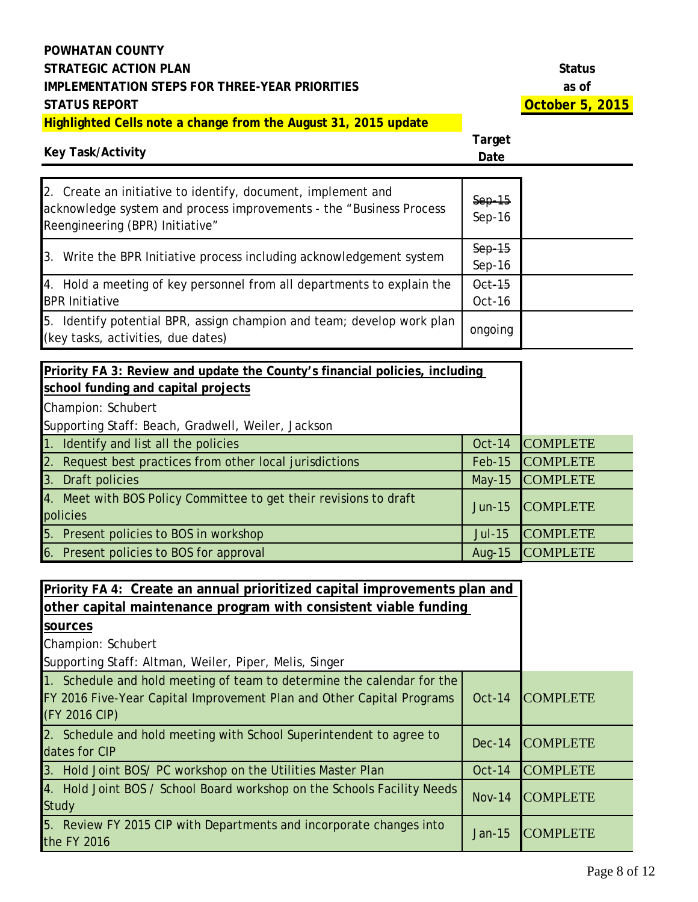**POWHATAN COUNTY**
**STRATEGIC ACTION PLAN**
**IMPLEMENTATION STEPS FOR THREE-YEAR PRIORITIES**
**STATUS REPORT**
**Highlighted Cells note a change from the August 31, 2015 update**

**Status as of October 5, 2015**

| Key Task/Activity | Target Date | Status |
|---|---|---|
| 2. Create an initiative to identify, document, implement and acknowledge system and process improvements - the "Business Process Reengineering (BPR) Initiative" | ~~Sep-15~~ Sep-16 | |
| 3. Write the BPR Initiative process including acknowledgement system | ~~Sep-15~~ Sep-16 | |
| 4. Hold a meeting of key personnel from all departments to explain the BPR Initiative | ~~Oct-15~~ Oct-16 | |
| 5. Identify potential BPR, assign champion and team; develop work plan (key tasks, activities, due dates) | ongoing | |

| **Priority FA 3: Review and update the County's financial policies, including school funding and capital projects**<br>Champion: Schubert<br>Supporting Staff: Beach, Gradwell, Weiler, Jackson | | |
|---|---|---|
| 1. Identify and list all the policies | Oct-14 | COMPLETE |
| 2. Request best practices from other local jurisdictions | Feb-15 | COMPLETE |
| 3. Draft policies | May-15 | COMPLETE |
| 4. Meet with BOS Policy Committee to get their revisions to draft policies | Jun-15 | COMPLETE |
| 5. Present policies to BOS in workshop | Jul-15 | COMPLETE |
| 6. Present policies to BOS for approval | Aug-15 | COMPLETE |

| **Priority FA 4: Create an annual prioritized capital improvements plan and other capital maintenance program with consistent viable funding sources**<br>Champion: Schubert<br>Supporting Staff: Altman, Weiler, Piper, Melis, Singer | | |
|---|---|---|
| 1. Schedule and hold meeting of team to determine the calendar for the FY 2016 Five-Year Capital Improvement Plan and Other Capital Programs (FY 2016 CIP) | Oct-14 | COMPLETE |
| 2. Schedule and hold meeting with School Superintendent to agree to dates for CIP | Dec-14 | COMPLETE |
| 3. Hold Joint BOS/ PC workshop on the Utilities Master Plan | Oct-14 | COMPLETE |
| 4. Hold Joint BOS / School Board workshop on the Schools Facility Needs Study | Nov-14 | COMPLETE |
| 5. Review FY 2015 CIP with Departments and incorporate changes into the FY 2016 | Jan-15 | COMPLETE |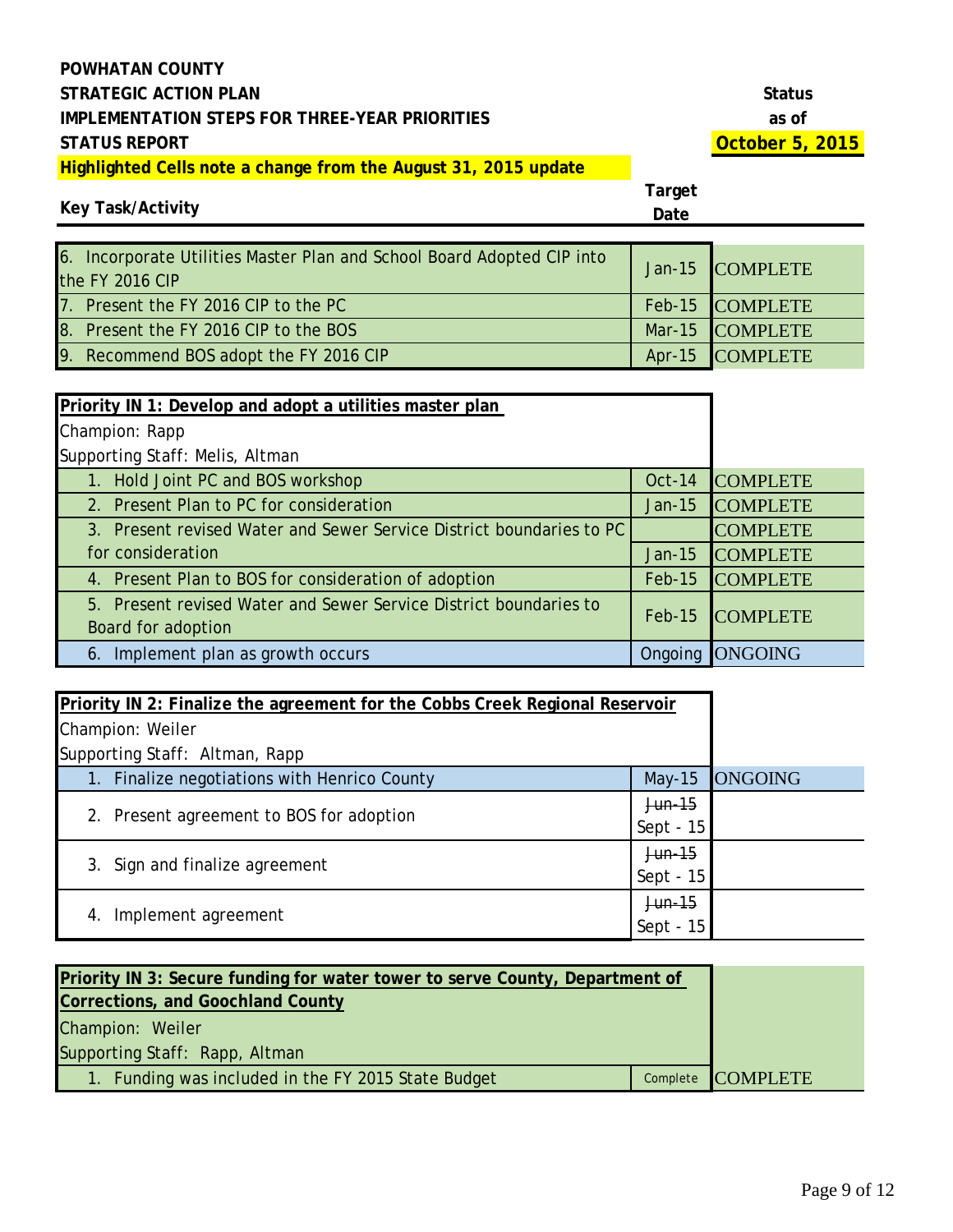**POWHATAN COUNTY**
**STRATEGIC ACTION PLAN**
**IMPLEMENTATION STEPS FOR THREE-YEAR PRIORITIES**
**STATUS REPORT**

**Highlighted Cells note a change from the August 31, 2015 update**

**Status as of October 5, 2015**

| Key Task/Activity | Target Date | Status |
|---|---|---|
| 6. Incorporate Utilities Master Plan and School Board Adopted CIP into the FY 2016 CIP | Jan-15 | COMPLETE |
| 7. Present the FY 2016 CIP to the PC | Feb-15 | COMPLETE |
| 8. Present the FY 2016 CIP to the BOS | Mar-15 | COMPLETE |
| 9. Recommend BOS adopt the FY 2016 CIP | Apr-15 | COMPLETE |

| Priority IN 1: Develop and adopt a utilities master plan | | |
|---|---|---|
| Champion: Rapp | | |
| Supporting Staff: Melis, Altman | | |
| 1. Hold Joint PC and BOS workshop | Oct-14 | COMPLETE |
| 2. Present Plan to PC for consideration | Jan-15 | COMPLETE |
| 3. Present revised Water and Sewer Service District boundaries to PC for consideration | Jan-15 | COMPLETE |
| | | COMPLETE |
| 4. Present Plan to BOS for consideration of adoption | Feb-15 | COMPLETE |
| 5. Present revised Water and Sewer Service District boundaries to Board for adoption | Feb-15 | COMPLETE |
| 6. Implement plan as growth occurs | Ongoing | ONGOING |

| Priority IN 2: Finalize the agreement for the Cobbs Creek Regional Reservoir | | |
|---|---|---|
| Champion: Weiler | | |
| Supporting Staff: Altman, Rapp | | |
| 1. Finalize negotiations with Henrico County | May-15 | ONGOING |
| 2. Present agreement to BOS for adoption | ~~Jun-15~~ Sept - 15 | |
| 3. Sign and finalize agreement | ~~Jun-15~~ Sept - 15 | |
| 4. Implement agreement | ~~Jun-15~~ Sept - 15 | |

| Priority IN 3: Secure funding for water tower to serve County, Department of Corrections, and Goochland County | | |
|---|---|---|
| Champion: Weiler | | |
| Supporting Staff: Rapp, Altman | | |
| 1. Funding was included in the FY 2015 State Budget | Complete | COMPLETE |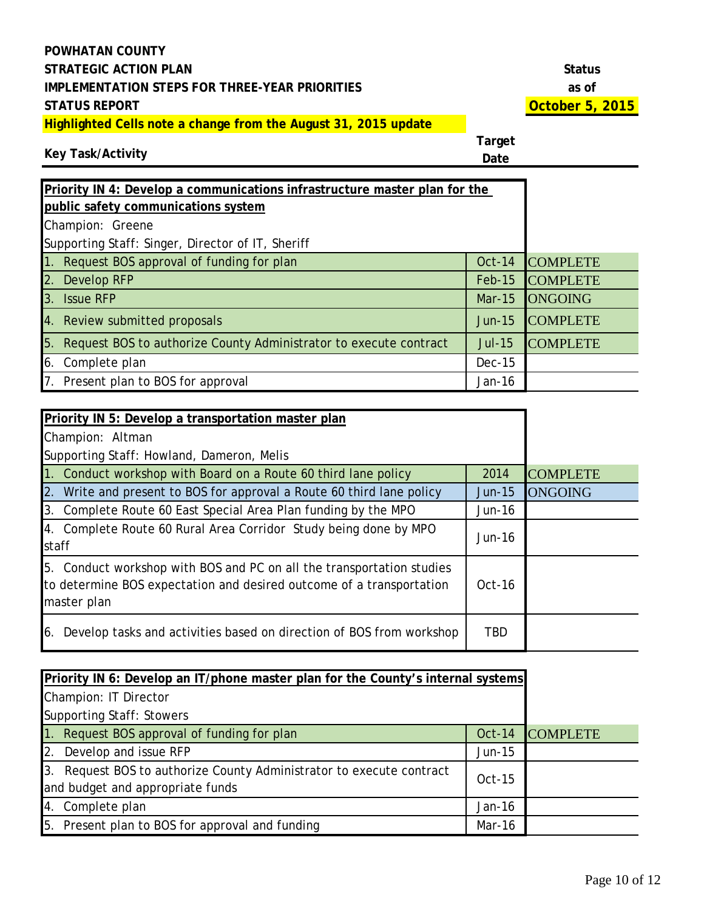**POWHATAN COUNTY**
**STRATEGIC ACTION PLAN**
**IMPLEMENTATION STEPS FOR THREE-YEAR PRIORITIES**
**STATUS REPORT**

**Highlighted Cells note a change from the August 31, 2015 update**

**Status as of October 5, 2015**

| Key Task/Activity | Target Date | Status |
|---|---|---|
| **Priority IN 4: Develop a communications infrastructure master plan for the public safety communications system** | | |
| Champion: Greene | | |
| Supporting Staff: Singer, Director of IT, Sheriff | | |
| 1. Request BOS approval of funding for plan | Oct-14 | COMPLETE |
| 2. Develop RFP | Feb-15 | COMPLETE |
| 3. Issue RFP | Mar-15 | ONGOING |
| 4. Review submitted proposals | Jun-15 | COMPLETE |
| 5. Request BOS to authorize County Administrator to execute contract | Jul-15 | COMPLETE |
| 6. Complete plan | Dec-15 | |
| 7. Present plan to BOS for approval | Jan-16 | |

| Key Task/Activity | Target Date | Status |
|---|---|---|
| **Priority IN 5: Develop a transportation master plan** | | |
| Champion: Altman | | |
| Supporting Staff: Howland, Dameron, Melis | | |
| 1. Conduct workshop with Board on a Route 60 third lane policy | 2014 | COMPLETE |
| 2. Write and present to BOS for approval a Route 60 third lane policy | Jun-15 | ONGOING |
| 3. Complete Route 60 East Special Area Plan funding by the MPO | Jun-16 | |
| 4. Complete Route 60 Rural Area Corridor Study being done by MPO staff | Jun-16 | |
| 5. Conduct workshop with BOS and PC on all the transportation studies to determine BOS expectation and desired outcome of a transportation master plan | Oct-16 | |
| 6. Develop tasks and activities based on direction of BOS from workshop | TBD | |

| Key Task/Activity | Target Date | Status |
|---|---|---|
| **Priority IN 6: Develop an IT/phone master plan for the County's internal systems** | | |
| Champion: IT Director | | |
| Supporting Staff: Stowers | | |
| 1. Request BOS approval of funding for plan | Oct-14 | COMPLETE |
| 2. Develop and issue RFP | Jun-15 | |
| 3. Request BOS to authorize County Administrator to execute contract and budget and appropriate funds | Oct-15 | |
| 4. Complete plan | Jan-16 | |
| 5. Present plan to BOS for approval and funding | Mar-16 | |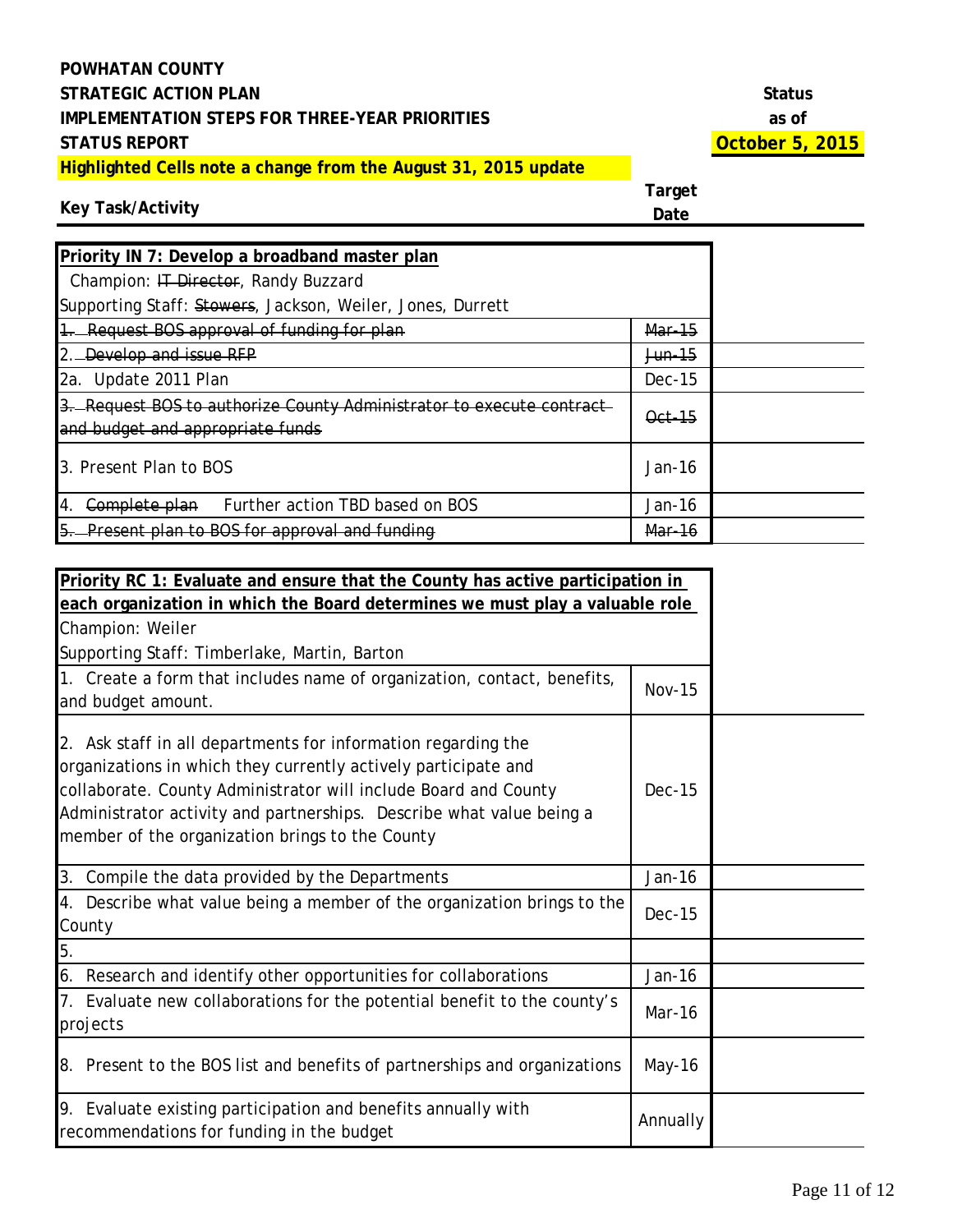**POWHATAN COUNTY**
**STRATEGIC ACTION PLAN**
**IMPLEMENTATION STEPS FOR THREE-YEAR PRIORITIES**
**STATUS REPORT**
**Highlighted Cells note a change from the August 31, 2015 update**

**Status as of October 5, 2015**

| Key Task/Activity | Target Date | Status |
|---|---|---|
| **Priority IN 7: Develop a broadband master plan** | | |
| Champion: ~~IT Director~~, Randy Buzzard | | |
| Supporting Staff: ~~Stowers~~, Jackson, Weiler, Jones, Durrett | | |
| ~~1. Request BOS approval of funding for plan~~ | ~~Mar-15~~ | |
| 2. ~~Develop and issue RFP~~ | ~~Jun-15~~ | |
| 2a. Update 2011 Plan | Dec-15 | |
| ~~3. Request BOS to authorize County Administrator to execute contract and budget and appropriate funds~~ | ~~Oct-15~~ | |
| 3. Present Plan to BOS | Jan-16 | |
| 4. ~~Complete plan~~ Further action TBD based on BOS | Jan-16 | |
| ~~5. Present plan to BOS for approval and funding~~ | ~~Mar-16~~ | |

| Key Task/Activity | Target Date | Status |
|---|---|---|
| **Priority RC 1: Evaluate and ensure that the County has active participation in each organization in which the Board determines we must play a valuable role** | | |
| Champion: Weiler | | |
| Supporting Staff: Timberlake, Martin, Barton | | |
| 1. Create a form that includes name of organization, contact, benefits, and budget amount. | Nov-15 | |
| 2. Ask staff in all departments for information regarding the organizations in which they currently actively participate and collaborate. County Administrator will include Board and County Administrator activity and partnerships. Describe what value being a member of the organization brings to the County | Dec-15 | |
| 3. Compile the data provided by the Departments | Jan-16 | |
| 4. Describe what value being a member of the organization brings to the County | Dec-15 | |
| 5. | | |
| 6. Research and identify other opportunities for collaborations | Jan-16 | |
| 7. Evaluate new collaborations for the potential benefit to the county's projects | Mar-16 | |
| 8. Present to the BOS list and benefits of partnerships and organizations | May-16 | |
| 9. Evaluate existing participation and benefits annually with recommendations for funding in the budget | Annually | |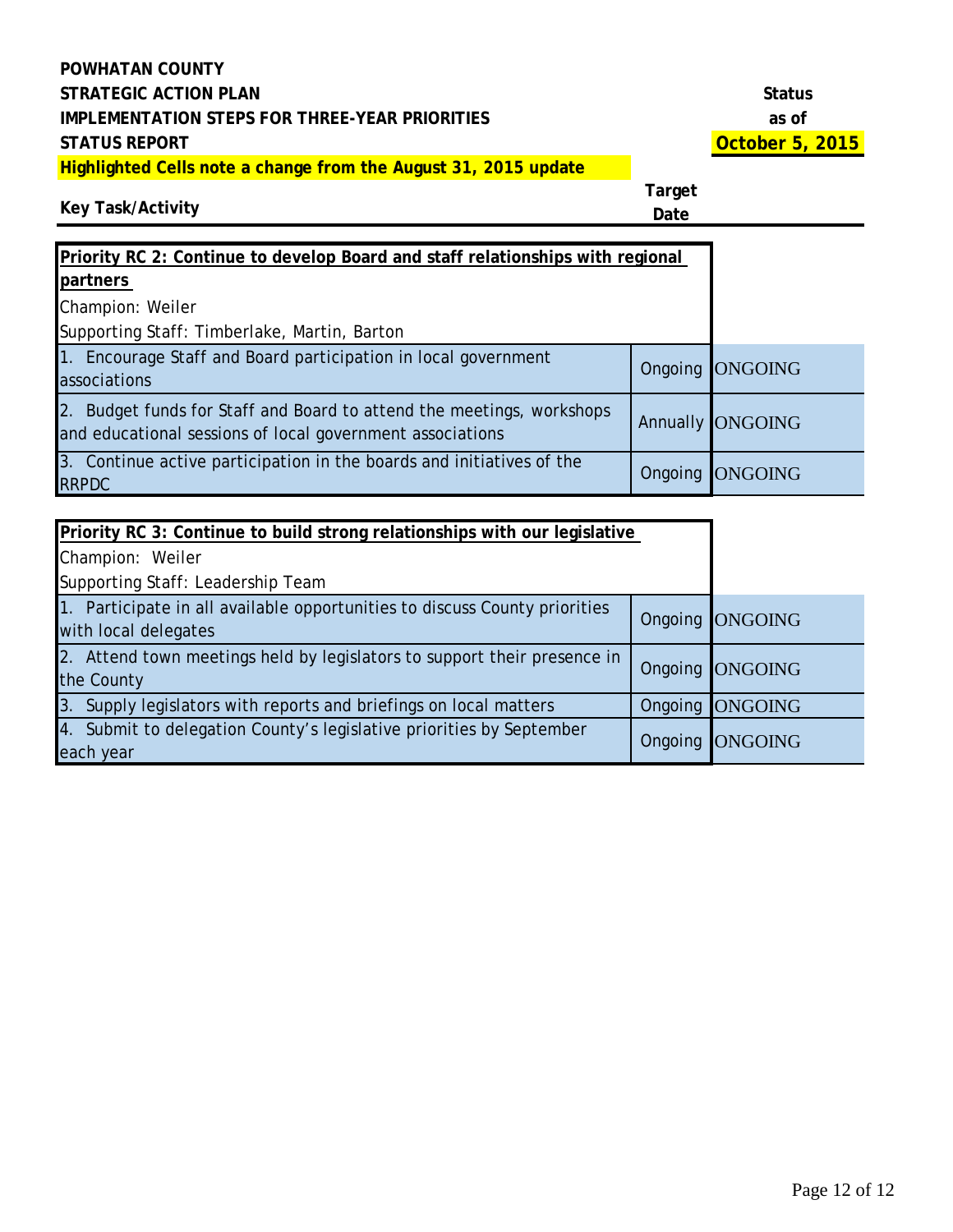**POWHATAN COUNTY**
**STRATEGIC ACTION PLAN**
**IMPLEMENTATION STEPS FOR THREE-YEAR PRIORITIES**
**STATUS REPORT**

**Highlighted Cells note a change from the August 31, 2015 update**

| Key Task/Activity | Target Date | Status as of October 5, 2015 |
|---|---|---|
| **Priority RC 2: Continue to develop Board and staff relationships with regional partners** | | |
| Champion: Weiler | | |
| Supporting Staff: Timberlake, Martin, Barton | | |
| 1. Encourage Staff and Board participation in local government associations | Ongoing | ONGOING |
| 2. Budget funds for Staff and Board to attend the meetings, workshops and educational sessions of local government associations | Annually | ONGOING |
| 3. Continue active participation in the boards and initiatives of the RRPDC | Ongoing | ONGOING |
| **Priority RC 3: Continue to build strong relationships with our legislative** | | |
| Champion: Weiler | | |
| Supporting Staff: Leadership Team | | |
| 1. Participate in all available opportunities to discuss County priorities with local delegates | Ongoing | ONGOING |
| 2. Attend town meetings held by legislators to support their presence in the County | Ongoing | ONGOING |
| 3. Supply legislators with reports and briefings on local matters | Ongoing | ONGOING |
| 4. Submit to delegation County's legislative priorities by September each year | Ongoing | ONGOING |